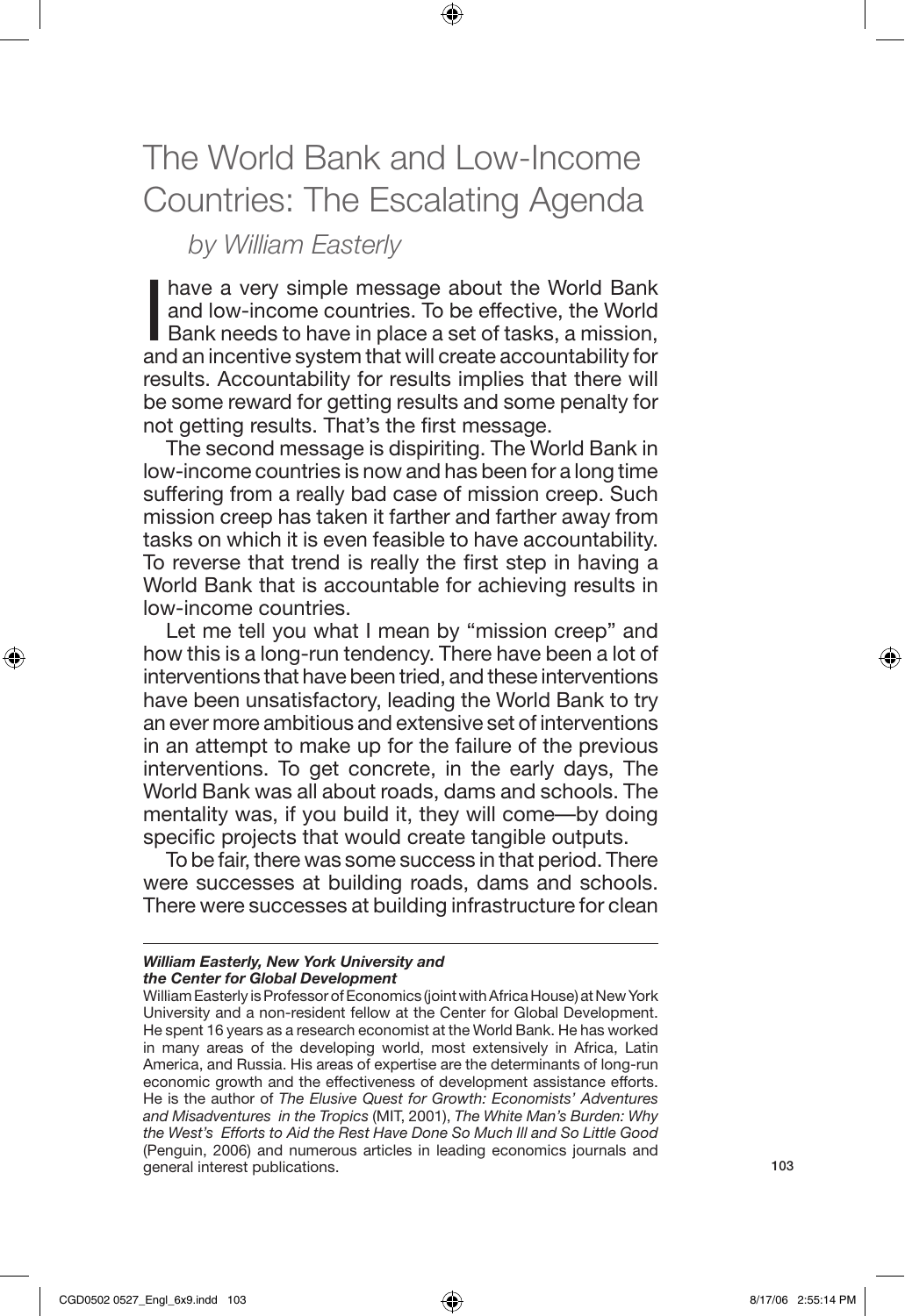# The World Bank and Low-Income Countries: The Escalating Agenda

*by William Easterly*

I have a very simple message about the World Bank and low-income countries. To be effective, the World Bank needs to have in place a set of tasks, a mission, and an incentive system that will create accountability for results. Accountability for results implies that there will be some reward for getting results and some penalty for not getting results. That's the first message.

The second message is dispiriting. The World Bank in low-income countries is now and has been for a long time suffering from a really bad case of mission creep. Such mission creep has taken it farther and farther away from tasks on which it is even feasible to have accountability. To reverse that trend is really the first step in having a World Bank that is accountable for achieving results in low-income countries.

Let me tell you what I mean by "mission creep" and how this is a long-run tendency. There have been a lot of interventions that have been tried, and these interventions have been unsatisfactory, leading the World Bank to try an ever more ambitious and extensive set of interventions in an attempt to make up for the failure of the previous interventions. To get concrete, in the early days, The World Bank was all about roads, dams and schools. The mentality was, if you build it, they will come—by doing specific projects that would create tangible outputs.

To be fair, there was some success in that period. There were successes at building roads, dams and schools. There were successes at building infrastructure for clean

---

***William Easterly, New York University and the Center for Global Development***

William Easterly is Professor of Economics (joint with Africa House) at New York University and a non-resident fellow at the Center for Global Development. He spent 16 years as a research economist at the World Bank. He has worked in many areas of the developing world, most extensively in Africa, Latin America, and Russia. His areas of expertise are the determinants of long-run economic growth and the effectiveness of development assistance efforts. He is the author of *The Elusive Quest for Growth: Economists' Adventures and Misadventures in the Tropics* (MIT, 2001), *The White Man's Burden: Why the West's Efforts to Aid the Rest Have Done So Much Ill and So Little Good* (Penguin, 2006) and numerous articles in leading economics journals and general interest publications.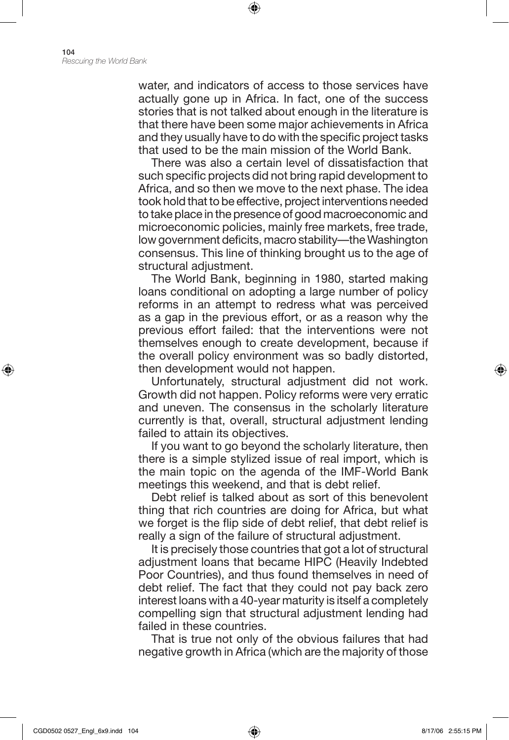water, and indicators of access to those services have actually gone up in Africa. In fact, one of the success stories that is not talked about enough in the literature is that there have been some major achievements in Africa and they usually have to do with the specific project tasks that used to be the main mission of the World Bank.

There was also a certain level of dissatisfaction that such specific projects did not bring rapid development to Africa, and so then we move to the next phase. The idea took hold that to be effective, project interventions needed to take place in the presence of good macroeconomic and microeconomic policies, mainly free markets, free trade, low government deficits, macro stability—the Washington consensus. This line of thinking brought us to the age of structural adjustment.

The World Bank, beginning in 1980, started making loans conditional on adopting a large number of policy reforms in an attempt to redress what was perceived as a gap in the previous effort, or as a reason why the previous effort failed: that the interventions were not themselves enough to create development, because if the overall policy environment was so badly distorted, then development would not happen.

Unfortunately, structural adjustment did not work. Growth did not happen. Policy reforms were very erratic and uneven. The consensus in the scholarly literature currently is that, overall, structural adjustment lending failed to attain its objectives.

If you want to go beyond the scholarly literature, then there is a simple stylized issue of real import, which is the main topic on the agenda of the IMF-World Bank meetings this weekend, and that is debt relief.

Debt relief is talked about as sort of this benevolent thing that rich countries are doing for Africa, but what we forget is the flip side of debt relief, that debt relief is really a sign of the failure of structural adjustment.

It is precisely those countries that got a lot of structural adjustment loans that became HIPC (Heavily Indebted Poor Countries), and thus found themselves in need of debt relief. The fact that they could not pay back zero interest loans with a 40-year maturity is itself a completely compelling sign that structural adjustment lending had failed in these countries.

That is true not only of the obvious failures that had negative growth in Africa (which are the majority of those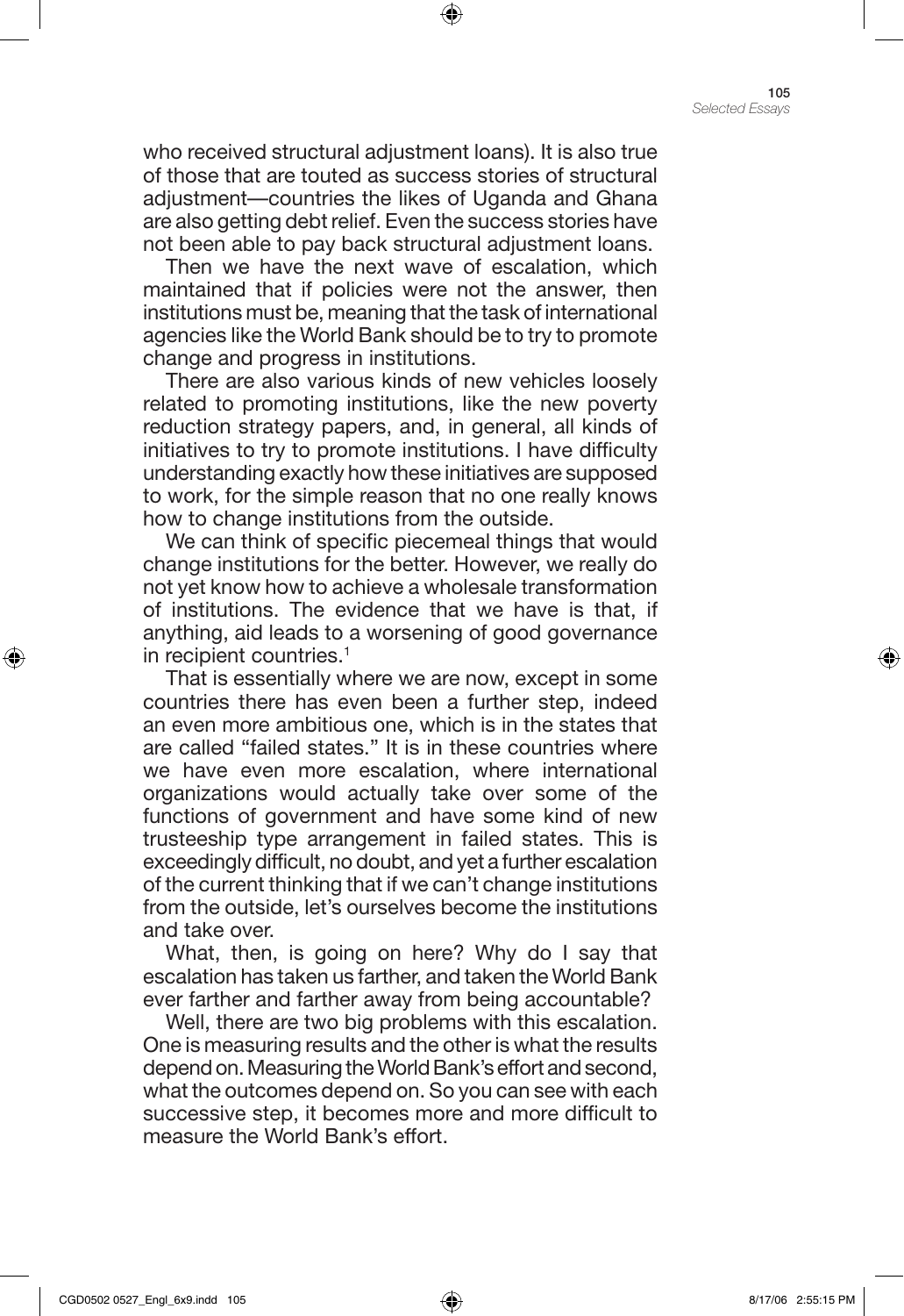who received structural adjustment loans). It is also true of those that are touted as success stories of structural adjustment—countries the likes of Uganda and Ghana are also getting debt relief. Even the success stories have not been able to pay back structural adjustment loans.

Then we have the next wave of escalation, which maintained that if policies were not the answer, then institutions must be, meaning that the task of international agencies like the World Bank should be to try to promote change and progress in institutions.

There are also various kinds of new vehicles loosely related to promoting institutions, like the new poverty reduction strategy papers, and, in general, all kinds of initiatives to try to promote institutions. I have difficulty understanding exactly how these initiatives are supposed to work, for the simple reason that no one really knows how to change institutions from the outside.

We can think of specific piecemeal things that would change institutions for the better. However, we really do not yet know how to achieve a wholesale transformation of institutions. The evidence that we have is that, if anything, aid leads to a worsening of good governance in recipient countries.[1]

That is essentially where we are now, except in some countries there has even been a further step, indeed an even more ambitious one, which is in the states that are called "failed states." It is in these countries where we have even more escalation, where international organizations would actually take over some of the functions of government and have some kind of new trusteeship type arrangement in failed states. This is exceedingly difficult, no doubt, and yet a further escalation of the current thinking that if we can't change institutions from the outside, let's ourselves become the institutions and take over.

What, then, is going on here? Why do I say that escalation has taken us farther, and taken the World Bank ever farther and farther away from being accountable?

Well, there are two big problems with this escalation. One is measuring results and the other is what the results depend on. Measuring the World Bank's effort and second, what the outcomes depend on. So you can see with each successive step, it becomes more and more difficult to measure the World Bank's effort.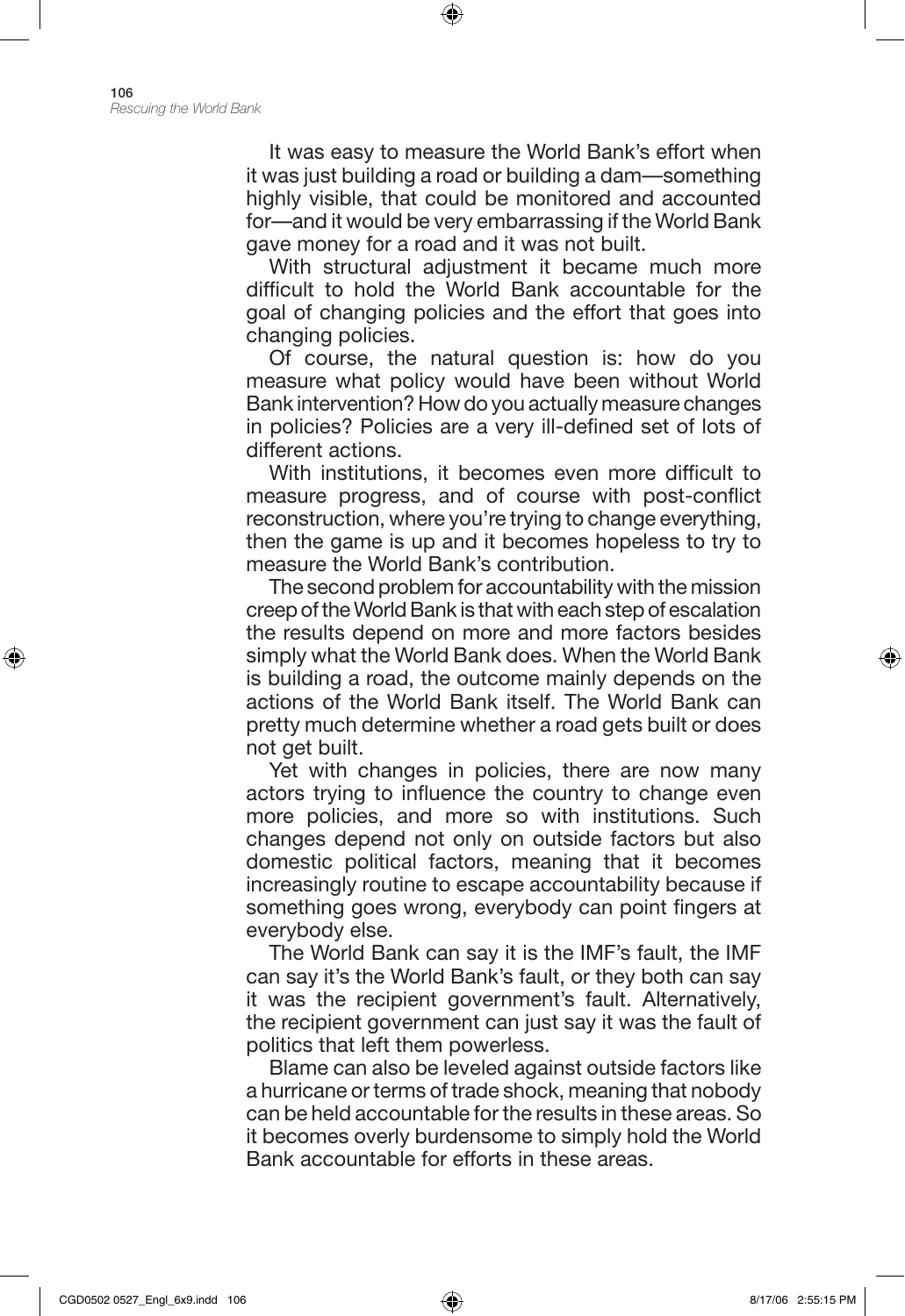It was easy to measure the World Bank's effort when it was just building a road or building a dam—something highly visible, that could be monitored and accounted for—and it would be very embarrassing if the World Bank gave money for a road and it was not built.

With structural adjustment it became much more difficult to hold the World Bank accountable for the goal of changing policies and the effort that goes into changing policies.

Of course, the natural question is: how do you measure what policy would have been without World Bank intervention? How do you actually measure changes in policies? Policies are a very ill-defined set of lots of different actions.

With institutions, it becomes even more difficult to measure progress, and of course with post-conflict reconstruction, where you're trying to change everything, then the game is up and it becomes hopeless to try to measure the World Bank's contribution.

The second problem for accountability with the mission creep of the World Bank is that with each step of escalation the results depend on more and more factors besides simply what the World Bank does. When the World Bank is building a road, the outcome mainly depends on the actions of the World Bank itself. The World Bank can pretty much determine whether a road gets built or does not get built.

Yet with changes in policies, there are now many actors trying to influence the country to change even more policies, and more so with institutions. Such changes depend not only on outside factors but also domestic political factors, meaning that it becomes increasingly routine to escape accountability because if something goes wrong, everybody can point fingers at everybody else.

The World Bank can say it is the IMF's fault, the IMF can say it's the World Bank's fault, or they both can say it was the recipient government's fault. Alternatively, the recipient government can just say it was the fault of politics that left them powerless.

Blame can also be leveled against outside factors like a hurricane or terms of trade shock, meaning that nobody can be held accountable for the results in these areas. So it becomes overly burdensome to simply hold the World Bank accountable for efforts in these areas.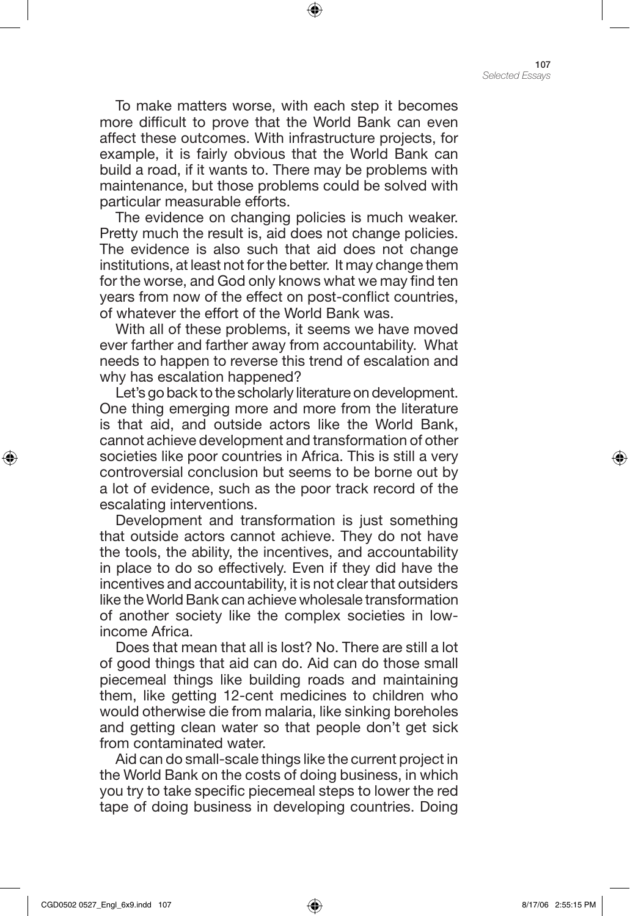To make matters worse, with each step it becomes more difficult to prove that the World Bank can even affect these outcomes. With infrastructure projects, for example, it is fairly obvious that the World Bank can build a road, if it wants to. There may be problems with maintenance, but those problems could be solved with particular measurable efforts.

The evidence on changing policies is much weaker. Pretty much the result is, aid does not change policies. The evidence is also such that aid does not change institutions, at least not for the better. It may change them for the worse, and God only knows what we may find ten years from now of the effect on post-conflict countries, of whatever the effort of the World Bank was.

With all of these problems, it seems we have moved ever farther and farther away from accountability. What needs to happen to reverse this trend of escalation and why has escalation happened?

Let's go back to the scholarly literature on development. One thing emerging more and more from the literature is that aid, and outside actors like the World Bank, cannot achieve development and transformation of other societies like poor countries in Africa. This is still a very controversial conclusion but seems to be borne out by a lot of evidence, such as the poor track record of the escalating interventions.

Development and transformation is just something that outside actors cannot achieve. They do not have the tools, the ability, the incentives, and accountability in place to do so effectively. Even if they did have the incentives and accountability, it is not clear that outsiders like the World Bank can achieve wholesale transformation of another society like the complex societies in low-income Africa.

Does that mean that all is lost? No. There are still a lot of good things that aid can do. Aid can do those small piecemeal things like building roads and maintaining them, like getting 12-cent medicines to children who would otherwise die from malaria, like sinking boreholes and getting clean water so that people don't get sick from contaminated water.

Aid can do small-scale things like the current project in the World Bank on the costs of doing business, in which you try to take specific piecemeal steps to lower the red tape of doing business in developing countries. Doing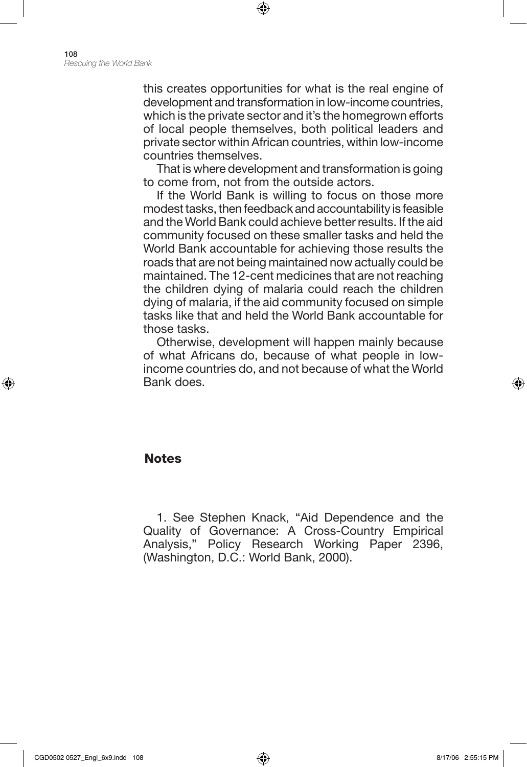this creates opportunities for what is the real engine of development and transformation in low-income countries, which is the private sector and it's the homegrown efforts of local people themselves, both political leaders and private sector within African countries, within low-income countries themselves.

That is where development and transformation is going to come from, not from the outside actors.

If the World Bank is willing to focus on those more modest tasks, then feedback and accountability is feasible and the World Bank could achieve better results. If the aid community focused on these smaller tasks and held the World Bank accountable for achieving those results the roads that are not being maintained now actually could be maintained. The 12-cent medicines that are not reaching the children dying of malaria could reach the children dying of malaria, if the aid community focused on simple tasks like that and held the World Bank accountable for those tasks.

Otherwise, development will happen mainly because of what Africans do, because of what people in low-income countries do, and not because of what the World Bank does.

## Notes

1. See Stephen Knack, "Aid Dependence and the Quality of Governance: A Cross-Country Empirical Analysis," Policy Research Working Paper 2396, (Washington, D.C.: World Bank, 2000).